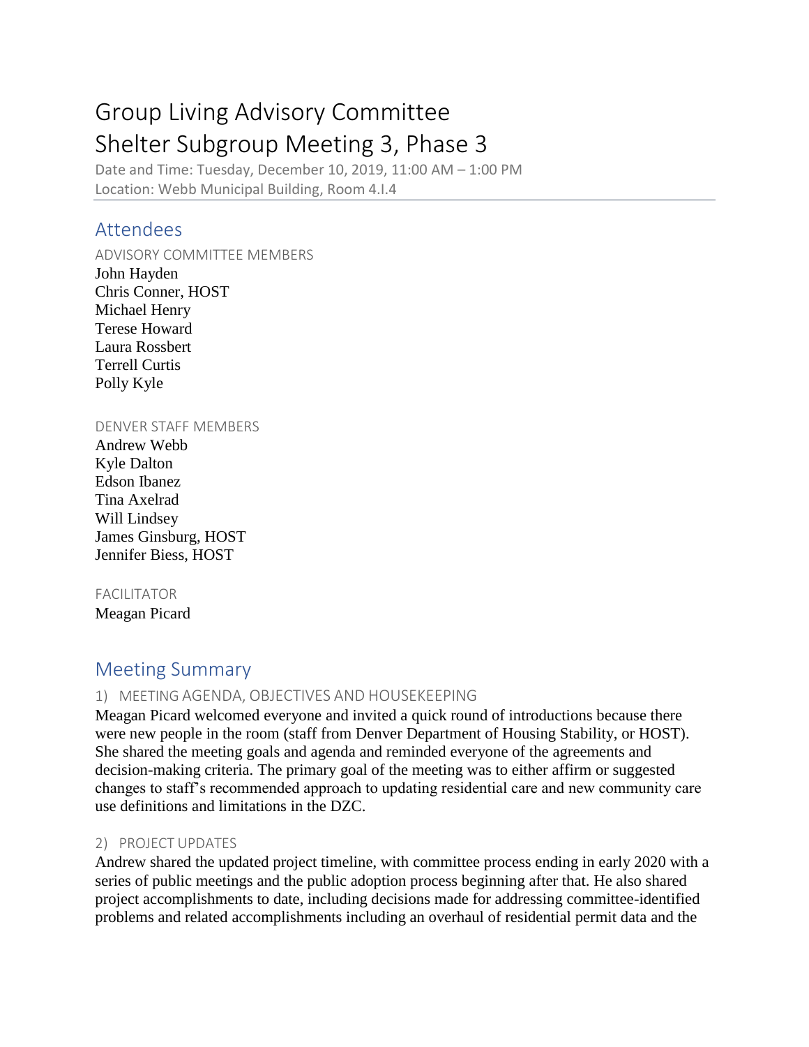# Group Living Advisory Committee

# Shelter Subgroup Meeting 3, Phase 3

Date and Time: Tuesday, December 10, 2019, 11:00 AM – 1:00 PM

Location: Webb Municipal Building, Room 4.I.4

## Attendees

### ADVISORY COMMITTEE MEMBERS

John Hayden
Chris Conner, HOST
Michael Henry
Terese Howard
Laura Rossbert
Terrell Curtis
Polly Kyle

### DENVER STAFF MEMBERS

Andrew Webb
Kyle Dalton
Edson Ibanez
Tina Axelrad
Will Lindsey
James Ginsburg, HOST
Jennifer Biess, HOST

### FACILITATOR

Meagan Picard

## Meeting Summary

### 1) MEETING AGENDA, OBJECTIVES AND HOUSEKEEPING

Meagan Picard welcomed everyone and invited a quick round of introductions because there were new people in the room (staff from Denver Department of Housing Stability, or HOST). She shared the meeting goals and agenda and reminded everyone of the agreements and decision-making criteria. The primary goal of the meeting was to either affirm or suggested changes to staff's recommended approach to updating residential care and new community care use definitions and limitations in the DZC.

### 2) PROJECT UPDATES

Andrew shared the updated project timeline, with committee process ending in early 2020 with a series of public meetings and the public adoption process beginning after that. He also shared project accomplishments to date, including decisions made for addressing committee-identified problems and related accomplishments including an overhaul of residential permit data and the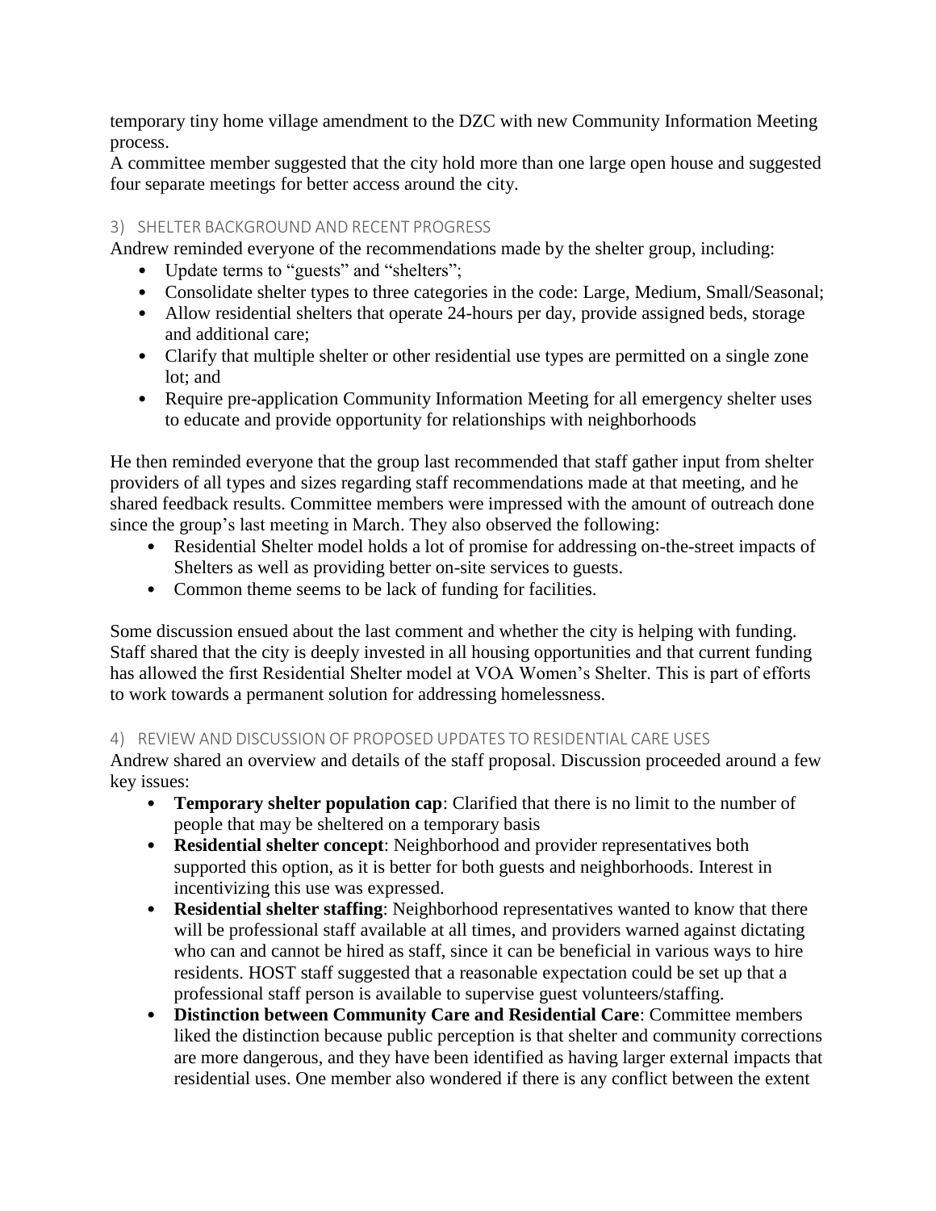temporary tiny home village amendment to the DZC with new Community Information Meeting process.

A committee member suggested that the city hold more than one large open house and suggested four separate meetings for better access around the city.

### 3) SHELTER BACKGROUND AND RECENT PROGRESS

Andrew reminded everyone of the recommendations made by the shelter group, including:

- Update terms to "guests" and "shelters";
- Consolidate shelter types to three categories in the code: Large, Medium, Small/Seasonal;
- Allow residential shelters that operate 24-hours per day, provide assigned beds, storage and additional care;
- Clarify that multiple shelter or other residential use types are permitted on a single zone lot; and
- Require pre-application Community Information Meeting for all emergency shelter uses to educate and provide opportunity for relationships with neighborhoods

He then reminded everyone that the group last recommended that staff gather input from shelter providers of all types and sizes regarding staff recommendations made at that meeting, and he shared feedback results. Committee members were impressed with the amount of outreach done since the group's last meeting in March. They also observed the following:

- Residential Shelter model holds a lot of promise for addressing on-the-street impacts of Shelters as well as providing better on-site services to guests.
- Common theme seems to be lack of funding for facilities.

Some discussion ensued about the last comment and whether the city is helping with funding. Staff shared that the city is deeply invested in all housing opportunities and that current funding has allowed the first Residential Shelter model at VOA Women's Shelter. This is part of efforts to work towards a permanent solution for addressing homelessness.

### 4) REVIEW AND DISCUSSION OF PROPOSED UPDATES TO RESIDENTIAL CARE USES

Andrew shared an overview and details of the staff proposal. Discussion proceeded around a few key issues:

- **Temporary shelter population cap**: Clarified that there is no limit to the number of people that may be sheltered on a temporary basis
- **Residential shelter concept**: Neighborhood and provider representatives both supported this option, as it is better for both guests and neighborhoods. Interest in incentivizing this use was expressed.
- **Residential shelter staffing**: Neighborhood representatives wanted to know that there will be professional staff available at all times, and providers warned against dictating who can and cannot be hired as staff, since it can be beneficial in various ways to hire residents. HOST staff suggested that a reasonable expectation could be set up that a professional staff person is available to supervise guest volunteers/staffing.
- **Distinction between Community Care and Residential Care**: Committee members liked the distinction because public perception is that shelter and community corrections are more dangerous, and they have been identified as having larger external impacts that residential uses. One member also wondered if there is any conflict between the extent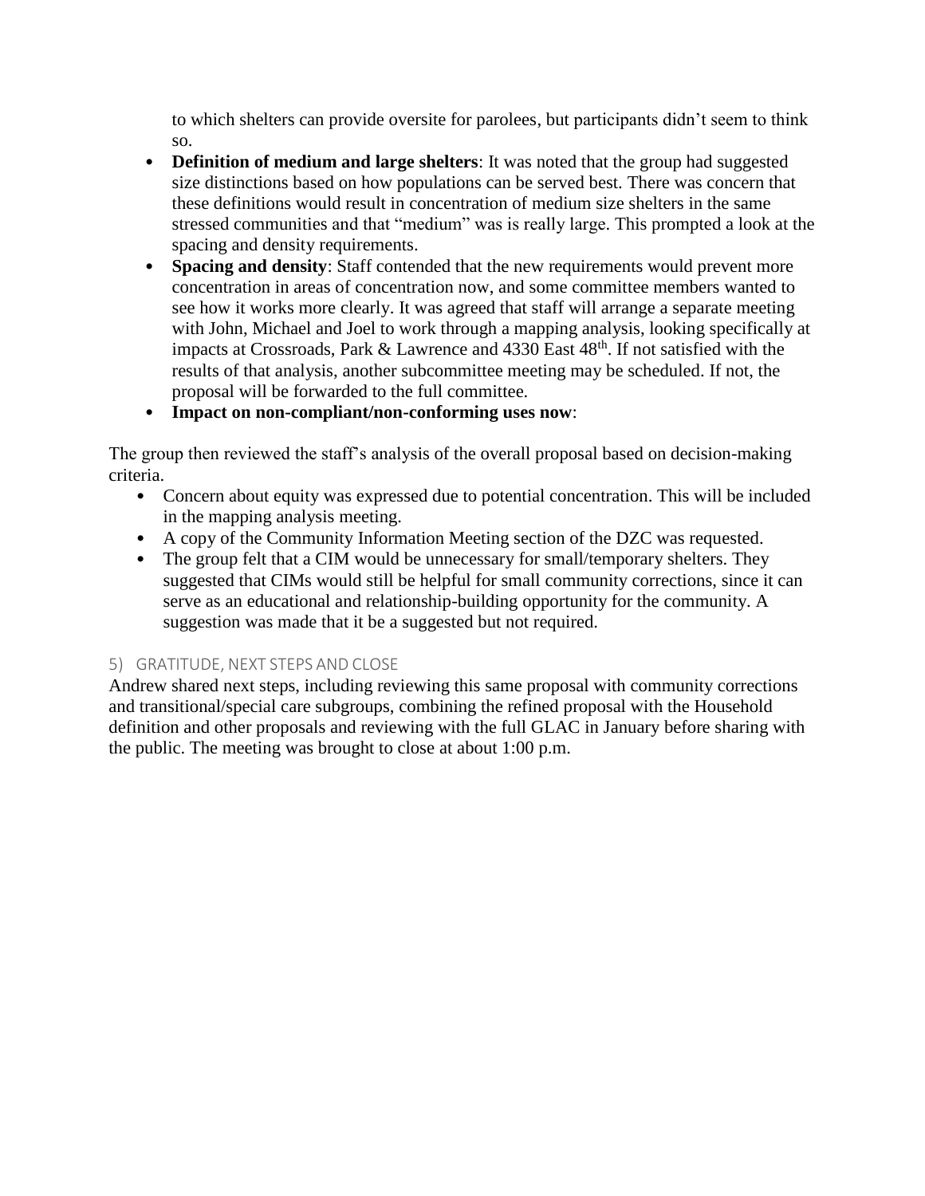to which shelters can provide oversite for parolees, but participants didn't seem to think so.

- **Definition of medium and large shelters**: It was noted that the group had suggested size distinctions based on how populations can be served best. There was concern that these definitions would result in concentration of medium size shelters in the same stressed communities and that "medium" was is really large. This prompted a look at the spacing and density requirements.
- **Spacing and density**: Staff contended that the new requirements would prevent more concentration in areas of concentration now, and some committee members wanted to see how it works more clearly. It was agreed that staff will arrange a separate meeting with John, Michael and Joel to work through a mapping analysis, looking specifically at impacts at Crossroads, Park & Lawrence and 4330 East 48th. If not satisfied with the results of that analysis, another subcommittee meeting may be scheduled. If not, the proposal will be forwarded to the full committee.
- **Impact on non-compliant/non-conforming uses now**:

The group then reviewed the staff's analysis of the overall proposal based on decision-making criteria.

- Concern about equity was expressed due to potential concentration. This will be included in the mapping analysis meeting.
- A copy of the Community Information Meeting section of the DZC was requested.
- The group felt that a CIM would be unnecessary for small/temporary shelters. They suggested that CIMs would still be helpful for small community corrections, since it can serve as an educational and relationship-building opportunity for the community. A suggestion was made that it be a suggested but not required.

## 5) GRATITUDE, NEXT STEPS AND CLOSE

Andrew shared next steps, including reviewing this same proposal with community corrections and transitional/special care subgroups, combining the refined proposal with the Household definition and other proposals and reviewing with the full GLAC in January before sharing with the public. The meeting was brought to close at about 1:00 p.m.